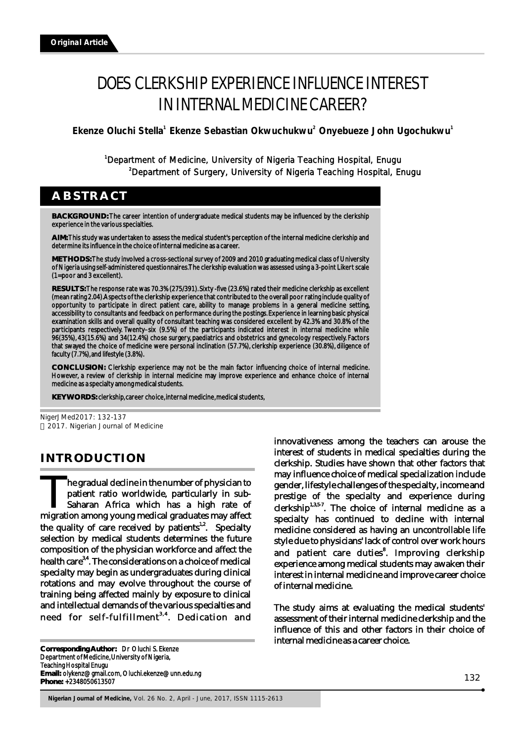**Original Article**

# DOES CLERKSHIP EXPERIENCE INFLUENCE INTEREST IN INTERNAL MEDICINE CAREER?

**Ekenze Oluchi Stella[1] Ekenze Sebastian Okwuchukwu[2] Onyebueze John Ugochukwu[1]**

[1]Department of Medicine, University of Nigeria Teaching Hospital, Enugu
[2]Department of Surgery, University of Nigeria Teaching Hospital, Enugu

## ABSTRACT

**BACKGROUND:** The career intention of undergraduate medical students may be influenced by the clerkship experience in the various specialties.

**AIM:** This study was undertaken to assess the medical student's perception of the internal medicine clerkship and determine its influence in the choice of internal medicine as a career.

**METHODS:** The study involved a cross-sectional survey of 2009 and 2010 graduating medical class of University of Nigeria using self-administered questionnaires. The clerkship evaluation was assessed using a 3-point Likert scale (1=poor and 3 excellent).

**RESULTS:** The response rate was 70.3% (275/391). Sixty -five (23.6%) rated their medicine clerkship as excellent (mean rating 2.04). Aspects of the clerkship experience that contributed to the overall poor rating include quality of opportunity to participate in direct patient care, ability to manage problems in a general medicine setting, accessibility to consultants and feedback on performance during the postings. Experience in learning basic physical examination skills and overall quality of consultant teaching was considered excellent by 42.3% and 30.8% of the participants respectively. Twenty–six (9.5%) of the participants indicated interest in internal medicine while 96(35%), 43(15.6%) and 34(12.4%) chose surgery, paediatrics and obstetrics and gynecology respectively. Factors that swayed the choice of medicine were personal inclination (57.7%), clerkship experience (30.8%), diligence of faculty (7.7%), and lifestyle (3.8%).

**CONCLUSION:** Clerkship experience may not be the main factor influencing choice of internal medicine. However, a review of clerkship in internal medicine may improve experience and enhance choice of internal medicine as a specialty among medical students.

**KEYWORDS:** clerkship, career choice, internal medicine, medical students,

NigerJMed2017: 132-137
© 2017. Nigerian Journal of Medicine

## INTRODUCTION

The gradual decline in the number of physician to patient ratio worldwide, particularly in sub-Saharan Africa which has a high rate of migration among young medical graduates may affect the quality of care received by patients[1,2]. Specialty selection by medical students determines the future composition of the physician workforce and affect the health care[3,4]. The considerations on a choice of medical specialty may begin as undergraduates during clinical rotations and may evolve throughout the course of training being affected mainly by exposure to clinical and intellectual demands of the various specialties and need for self-fulfillment[3,4]. Dedication and innovativeness among the teachers can arouse the interest of students in medical specialties during the clerkship. Studies have shown that other factors that may influence choice of medical specialization include gender, lifestyle challenges of the specialty, income and prestige of the specialty and experience during clerkship[1,3,5-7]. The choice of internal medicine as a specialty has continued to decline with internal medicine considered as having an uncontrollable life style due to physicians' lack of control over work hours and patient care duties[8]. Improving clerkship experience among medical students may awaken their interest in internal medicine and improve career choice of internal medicine.

The study aims at evaluating the medical students' assessment of their internal medicine clerkship and the influence of this and other factors in their choice of internal medicine as a career choice.

**Corresponding Author:** Dr Oluchi S. Ekenze
Department of Medicine, University of Nigeria, Teaching Hospital Enugu
**Email:** olykenz@gmail.com, Oluchi.ekenze@unn.edu.ng
**Phone:** +2348050613507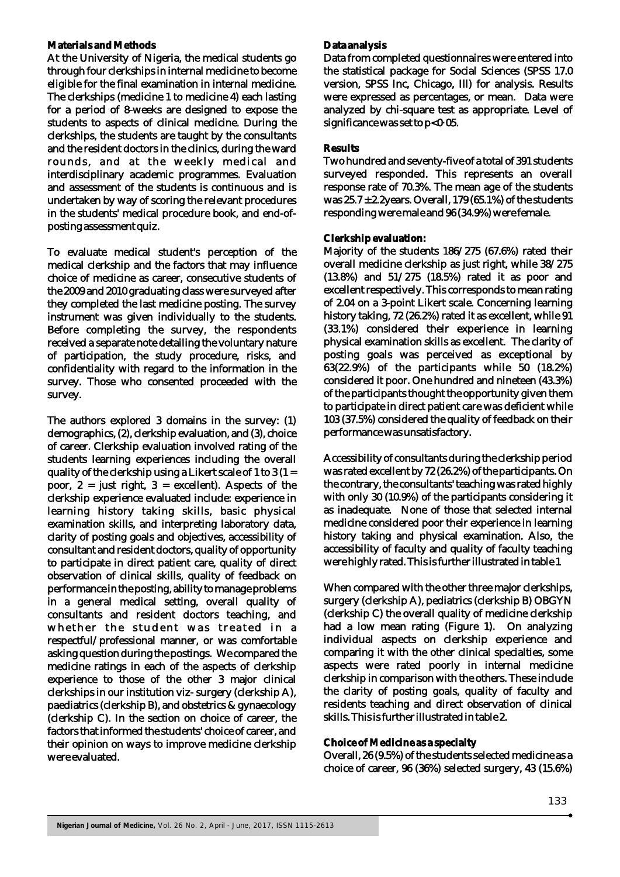**Materials and Methods**

At the University of Nigeria, the medical students go through four clerkships in internal medicine to become eligible for the final examination in internal medicine. The clerkships (medicine 1 to medicine 4) each lasting for a period of 8-weeks are designed to expose the students to aspects of clinical medicine. During the clerkships, the students are taught by the consultants and the resident doctors in the clinics, during the ward rounds, and at the weekly medical and interdisciplinary academic programmes. Evaluation and assessment of the students is continuous and is undertaken by way of scoring the relevant procedures in the students' medical procedure book, and end-of-posting assessment quiz.

To evaluate medical student's perception of the medical clerkship and the factors that may influence choice of medicine as career, consecutive students of the 2009 and 2010 graduating class were surveyed after they completed the last medicine posting. The survey instrument was given individually to the students. Before completing the survey, the respondents received a separate note detailing the voluntary nature of participation, the study procedure, risks, and confidentiality with regard to the information in the survey. Those who consented proceeded with the survey.

The authors explored 3 domains in the survey: (1) demographics, (2), clerkship evaluation, and (3), choice of career. Clerkship evaluation involved rating of the students learning experiences including the overall quality of the clerkship using a Likert scale of 1 to 3 (1 = poor, 2 = just right, 3 = excellent). Aspects of the clerkship experience evaluated include: experience in learning history taking skills, basic physical examination skills, and interpreting laboratory data, clarity of posting goals and objectives, accessibility of consultant and resident doctors, quality of opportunity to participate in direct patient care, quality of direct observation of clinical skills, quality of feedback on performance in the posting, ability to manage problems in a general medical setting, overall quality of consultants and resident doctors teaching, and whether the student was treated in a respectful/professional manner, or was comfortable asking question during the postings. We compared the medicine ratings in each of the aspects of clerkship experience to those of the other 3 major clinical clerkships in our institution viz- surgery (clerkship A), paediatrics (clerkship B), and obstetrics & gynaecology (clerkship C). In the section on choice of career, the factors that informed the students' choice of career, and their opinion on ways to improve medicine clerkship were evaluated.

**Data analysis**

Data from completed questionnaires were entered into the statistical package for Social Sciences (SPSS 17.0 version, SPSS Inc, Chicago, Ill) for analysis. Results were expressed as percentages, or mean. Data were analyzed by chi-square test as appropriate. Level of significance was set to $p<0.05$.

**Results**

Two hundred and seventy-five of a total of 391 students surveyed responded. This represents an overall response rate of 70.3%. The mean age of the students was $25.7 \pm 2.2$ years. Overall, 179 (65.1%) of the students responding were male and 96 (34.9%) were female.

**Clerkship evaluation:**

Majority of the students 186/275 (67.6%) rated their overall medicine clerkship as just right, while 38/275 (13.8%) and 51/275 (18.5%) rated it as poor and excellent respectively. This corresponds to mean rating of 2.04 on a 3-point Likert scale. Concerning learning history taking, 72 (26.2%) rated it as excellent, while 91 (33.1%) considered their experience in learning physical examination skills as excellent. The clarity of posting goals was perceived as exceptional by 63(22.9%) of the participants while 50 (18.2%) considered it poor. One hundred and nineteen (43.3%) of the participants thought the opportunity given them to participate in direct patient care was deficient while 103 (37.5%) considered the quality of feedback on their performance was unsatisfactory.

Accessibility of consultants during the clerkship period was rated excellent by 72 (26.2%) of the participants. On the contrary, the consultants' teaching was rated highly with only 30 (10.9%) of the participants considering it as inadequate. None of those that selected internal medicine considered poor their experience in learning history taking and physical examination. Also, the accessibility of faculty and quality of faculty teaching were highly rated. This is further illustrated in table 1

When compared with the other three major clerkships, surgery (clerkship A), pediatrics (clerkship B) OBGYN (clerkship C) the overall quality of medicine clerkship had a low mean rating (Figure 1). On analyzing individual aspects on clerkship experience and comparing it with the other clinical specialties, some aspects were rated poorly in internal medicine clerkship in comparison with the others. These include the clarity of posting goals, quality of faculty and residents teaching and direct observation of clinical skills. This is further illustrated in table 2.

**Choice of Medicine as a specialty**

Overall, 26 (9.5%) of the students selected medicine as a choice of career, 96 (36%) selected surgery, 43 (15.6%)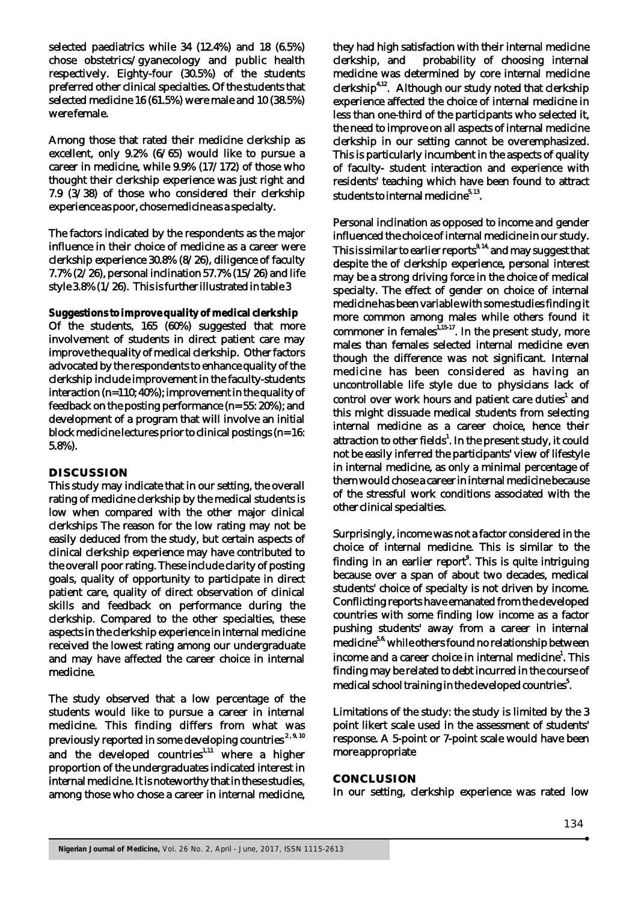selected paediatrics while 34 (12.4%) and 18 (6.5%) chose obstetrics/gyanecology and public health respectively. Eighty-four (30.5%) of the students preferred other clinical specialties. Of the students that selected medicine 16 (61.5%) were male and 10 (38.5%) were female.

Among those that rated their medicine clerkship as excellent, only 9.2% (6/65) would like to pursue a career in medicine, while 9.9% (17/172) of those who thought their clerkship experience was just right and 7.9 (3/38) of those who considered their clerkship experience as poor, chose medicine as a specialty.

The factors indicated by the respondents as the major influence in their choice of medicine as a career were clerkship experience 30.8% (8/26), diligence of faculty 7.7% (2/26), personal inclination 57.7% (15/26) and life style 3.8% (1/26). This is further illustrated in table 3

**Suggestions to improve quality of medical clerkship**

Of the students, 165 (60%) suggested that more involvement of students in direct patient care may improve the quality of medical clerkship. Other factors advocated by the respondents to enhance quality of the clerkship include improvement in the faculty-students interaction (n=110; 40%); improvement in the quality of feedback on the posting performance (n= 55: 20%); and development of a program that will involve an initial block medicine lectures prior to clinical postings (n= 16: 5.8%).

## DISCUSSION

This study may indicate that in our setting, the overall rating of medicine clerkship by the medical students is low when compared with the other major clinical clerkships The reason for the low rating may not be easily deduced from the study, but certain aspects of clinical clerkship experience may have contributed to the overall poor rating. These include clarity of posting goals, quality of opportunity to participate in direct patient care, quality of direct observation of clinical skills and feedback on performance during the clerkship. Compared to the other specialties, these aspects in the clerkship experience in internal medicine received the lowest rating among our undergraduate and may have affected the career choice in internal medicine.

The study observed that a low percentage of the students would like to pursue a career in internal medicine. This finding differs from what was previously reported in some developing countries [2, 9, 10] and the developed countries[1,11] where a higher proportion of the undergraduates indicated interest in internal medicine. It is noteworthy that in these studies, among those who chose a career in internal medicine, they had high satisfaction with their internal medicine clerkship, and probability of choosing internal medicine was determined by core internal medicine clerkship[4,12]. Although our study noted that clerkship experience affected the choice of internal medicine in less than one-third of the participants who selected it, the need to improve on all aspects of internal medicine clerkship in our setting cannot be overemphasized. This is particularly incumbent in the aspects of quality of faculty- student interaction and experience with residents' teaching which have been found to attract students to internal medicine[5,13].

Personal inclination as opposed to income and gender influenced the choice of internal medicine in our study. This is similar to earlier reports[9,14] and may suggest that despite the of clerkship experience, personal interest may be a strong driving force in the choice of medical specialty. The effect of gender on choice of internal medicine has been variable with some studies finding it more common among males while others found it commoner in females[1,15-17]. In the present study, more males than females selected internal medicine even though the difference was not significant. Internal medicine has been considered as having an uncontrollable life style due to physicians lack of control over work hours and patient care duties[1] and this might dissuade medical students from selecting internal medicine as a career choice, hence their attraction to other fields[1]. In the present study, it could not be easily inferred the participants' view of lifestyle in internal medicine, as only a minimal percentage of them would chose a career in internal medicine because of the stressful work conditions associated with the other clinical specialties.

Surprisingly, income was not a factor considered in the choice of internal medicine. This is similar to the finding in an earlier report[9]. This is quite intriguing because over a span of about two decades, medical students' choice of specialty is not driven by income. Conflicting reports have emanated from the developed countries with some finding low income as a factor pushing students' away from a career in internal medicine[5,6] while others found no relationship between income and a career choice in internal medicine[1]. This finding may be related to debt incurred in the course of medical school training in the developed countries[5].

Limitations of the study: the study is limited by the 3 point likert scale used in the assessment of students' response. A 5-point or 7-point scale would have been more appropriate

## CONCLUSION

In our setting, clerkship experience was rated low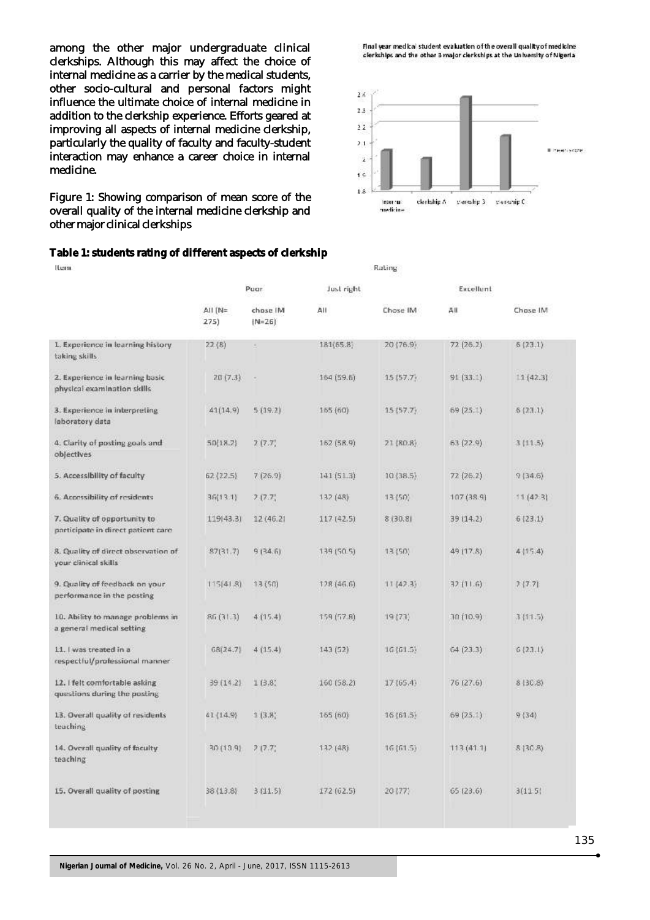among the other major undergraduate clinical clerkships. Although this may affect the choice of internal medicine as a carrier by the medical students, other socio-cultural and personal factors might influence the ultimate choice of internal medicine in addition to the clerkship experience. Efforts geared at improving all aspects of internal medicine clerkship, particularly the quality of faculty and faculty-student interaction may enhance a career choice in internal medicine.

Figure 1: Showing comparison of mean score of the overall quality of the internal medicine clerkship and other major clinical clerkships

**Table 1: students rating of different aspects of clerkship**

| Item | Rating | | | | | |
|---|---|---|---|---|---|---|
| | Poor | | Just right | | Excellent | |
| | All (N=275) | chose IM (N=26) | All | Chose IM | All | Chose IM |
| 1. Experience in learning history taking skills | 22 (8) | - | 181(65.8) | 20 (76.9) | 72 (26.2) | 6 (23.1) |
| 2. Experience in learning basic physical examination skills | 20 (7.3) | - | 164 (59.6) | 15 (57.7) | 91 (33.1) | 11 (42.3) |
| 3. Experience in interpreting laboratory data | 41(14.9) | 5 (19.2) | 165 (60) | 15 (57.7) | 69 (25.1) | 6 (23.1) |
| 4. Clarity of posting goals and objectives | 50(18.2) | 2 (7.7) | 162 (58.9) | 21 (80.8) | 63 (22.9) | 3 (11.5) |
| 5. Accessibility of faculty | 62 (22.5) | 7 (26.9) | 141 (51.3) | 10 (38.5) | 72 (26.2) | 9 (34.6) |
| 6. Accessibility of residents | 36(13.1) | 2 (7.7) | 132 (48) | 13 (50) | 107 (38.9) | 11 (42.3) |
| 7. Quality of opportunity to participate in direct patient care | 119(43.3) | 12 (46.2) | 117 (42.5) | 8 (30.8) | 39 (14.2) | 6 (23.1) |
| 8. Quality of direct observation of your clinical skills | 87(31.7) | 9 (34.6) | 139 (50.5) | 13 (50) | 49 (17.8) | 4 (15.4) |
| 9. Quality of feedback on your performance in the posting | 115(41.8) | 13 (50) | 128 (46.6) | 11 (42.3) | 32 (11.6) | 2 (7.7) |
| 10. Ability to manage problems in a general medical setting | 86 (31.3) | 4 (15.4) | 159 (57.8) | 19 (73) | 30 (10.9) | 3 (11.5) |
| 11. I was treated in a respectful/professional manner | 68(24.7) | 4 (15.4) | 143 (52) | 16 (61.5) | 64 (23.3) | 6 (23.1) |
| 12. I felt comfortable asking questions during the posting | 39 (14.2) | 1 (3.8) | 160 (58.2) | 17 (65.4) | 76 (27.6) | 8 (30.8) |
| 13. Overall quality of residents teaching | 41 (14.9) | 1 (3.8) | 165 (60) | 16 (61.5) | 69 (25.1) | 9 (34) |
| 14. Overall quality of faculty teaching | 30 (10.9) | 2 (7.7) | 132 (48) | 16 (61.5) | 113 (41.1) | 8 (30.8) |
| 15. Overall quality of posting | 38 (13.8) | 3 (11.5) | 172 (62.5) | 20 (77) | 65 (23.6) | 3(11.5) |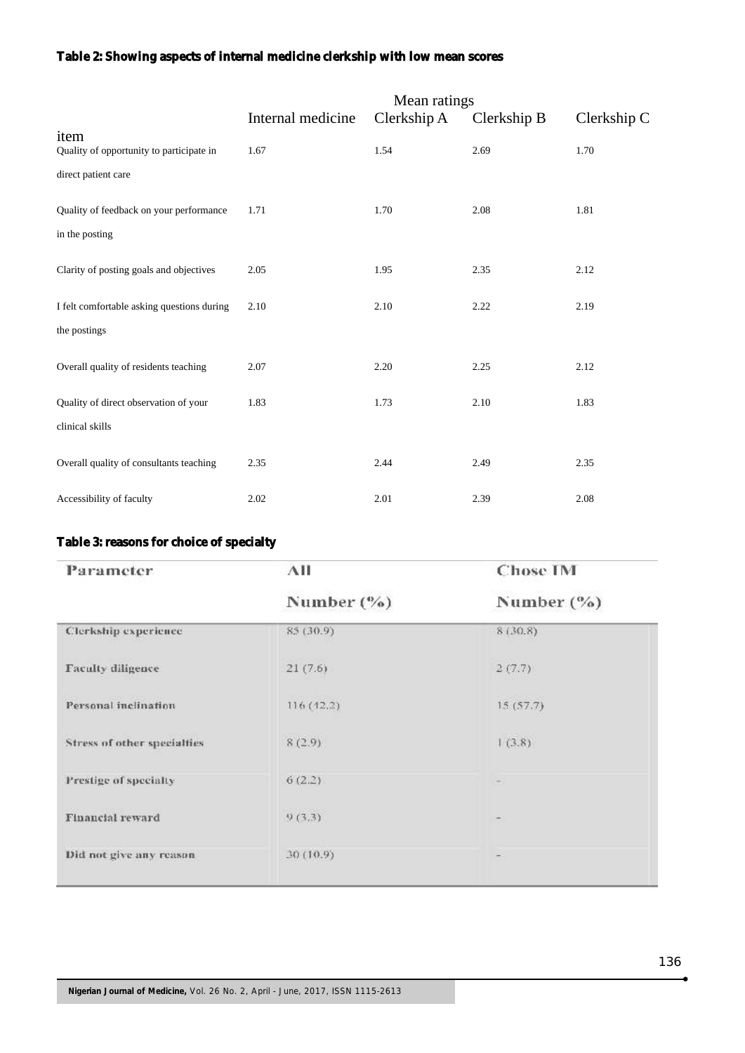**Table 2: Showing aspects of internal medicine clerkship with low mean scores**

| item | Mean ratings | | | |
|---|---|---|---|---|
| | Internal medicine | Clerkship A | Clerkship B | Clerkship C |
| Quality of opportunity to participate in direct patient care | 1.67 | 1.54 | 2.69 | 1.70 |
| Quality of feedback on your performance in the posting | 1.71 | 1.70 | 2.08 | 1.81 |
| Clarity of posting goals and objectives | 2.05 | 1.95 | 2.35 | 2.12 |
| I felt comfortable asking questions during the postings | 2.10 | 2.10 | 2.22 | 2.19 |
| Overall quality of residents teaching | 2.07 | 2.20 | 2.25 | 2.12 |
| Quality of direct observation of your clinical skills | 1.83 | 1.73 | 2.10 | 1.83 |
| Overall quality of consultants teaching | 2.35 | 2.44 | 2.49 | 2.35 |
| Accessibility of faculty | 2.02 | 2.01 | 2.39 | 2.08 |

**Table 3: reasons for choice of specialty**

| Parameter | All | Chose IM |
|---|---|---|
| | Number (%) | Number (%) |
| Clerkship experience | 85 (30.9) | 8 (30.8) |
| Faculty diligence | 21 (7.6) | 2 (7.7) |
| Personal inclination | 116 (42.2) | 15 (57.7) |
| Stress of other specialties | 8 (2.9) | 1 (3.8) |
| Prestige of specialty | 6 (2.2) | - |
| Financial reward | 9 (3.3) | - |
| Did not give any reason | 30 (10.9) | - |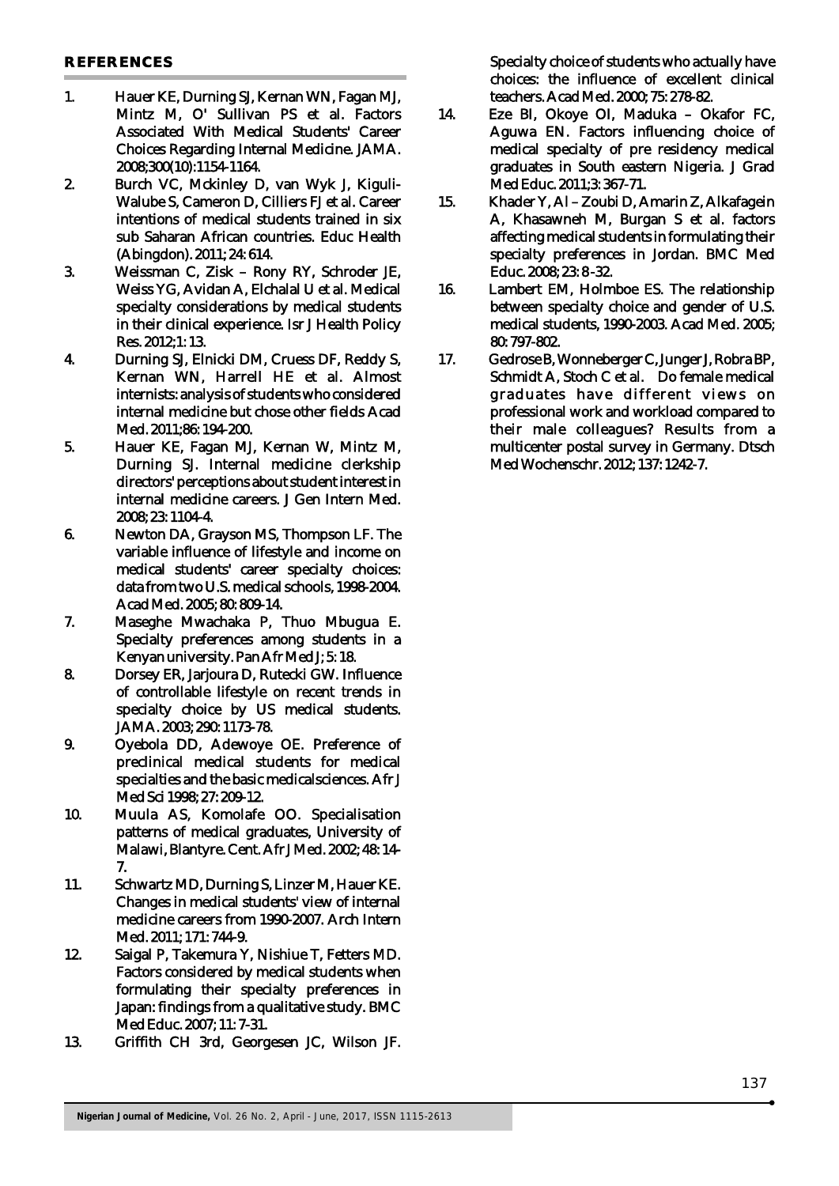## REFERENCES

1. Hauer KE, Durning SJ, Kernan WN, Fagan MJ, Mintz M, O' Sullivan PS et al. Factors Associated With Medical Students' Career Choices Regarding Internal Medicine. JAMA. 2008;300(10):1154-1164.
2. Burch VC, Mckinley D, van Wyk J, Kiguli-Walube S, Cameron D, Cilliers FJ et al. Career intentions of medical students trained in six sub Saharan African countries. Educ Health (Abingdon). 2011; 24: 614.
3. Weissman C, Zisk – Rony RY, Schroder JE, Weiss YG, Avidan A, Elchalal U et al. Medical specialty considerations by medical students in their clinical experience. Isr J Health Policy Res. 2012;1: 13.
4. Durning SJ, Elnicki DM, Cruess DF, Reddy S, Kernan WN, Harrell HE et al. Almost internists: analysis of students who considered internal medicine but chose other fields Acad Med. 2011;86: 194-200.
5. Hauer KE, Fagan MJ, Kernan W, Mintz M, Durning SJ. Internal medicine clerkship directors' perceptions about student interest in internal medicine careers. J Gen Intern Med. 2008; 23: 1104-4.
6. Newton DA, Grayson MS, Thompson LF. The variable influence of lifestyle and income on medical students' career specialty choices: data from two U.S. medical schools, 1998-2004. Acad Med. 2005; 80: 809-14.
7. Maseghe Mwachaka P, Thuo Mbugua E. Specialty preferences among students in a Kenyan university. Pan Afr Med J; 5: 18.
8. Dorsey ER, Jarjoura D, Rutecki GW. Influence of controllable lifestyle on recent trends in specialty choice by US medical students. JAMA. 2003; 290: 1173-78.
9. Oyebola DD, Adewoye OE. Preference of preclinical medical students for medical specialties and the basic medicalsciences. Afr J Med Sci 1998; 27: 209-12.
10. Muula AS, Komolafe OO. Specialisation patterns of medical graduates, University of Malawi, Blantyre. Cent. Afr J Med. 2002; 48: 14-7.
11. Schwartz MD, Durning S, Linzer M, Hauer KE. Changes in medical students' view of internal medicine careers from 1990-2007. Arch Intern Med. 2011; 171: 744-9.
12. Saigal P, Takemura Y, Nishiue T, Fetters MD. Factors considered by medical students when formulating their specialty preferences in Japan: findings from a qualitative study. BMC Med Educ. 2007; 11: 7-31.
13. Griffith CH 3rd, Georgesen JC, Wilson JF. Specialty choice of students who actually have choices: the influence of excellent clinical teachers. Acad Med. 2000; 75: 278-82.
14. Eze BI, Okoye OI, Maduka – Okafor FC, Aguwa EN. Factors influencing choice of medical specialty of pre residency medical graduates in South eastern Nigeria. J Grad Med Educ. 2011;3: 367-71.
15. Khader Y, Al – Zoubi D, Amarin Z, Alkafagein A, Khasawneh M, Burgan S et al. factors affecting medical students in formulating their specialty preferences in Jordan. BMC Med Educ. 2008; 23: 8 -32.
16. Lambert EM, Holmboe ES. The relationship between specialty choice and gender of U.S. medical students, 1990-2003. Acad Med. 2005; 80: 797-802.
17. Gedrose B, Wonneberger C, Junger J, Robra BP, Schmidt A, Stoch C et al. Do female medical graduates have different views on professional work and workload compared to their male colleagues? Results from a multicenter postal survey in Germany. Dtsch Med Wochenschr. 2012; 137: 1242-7.